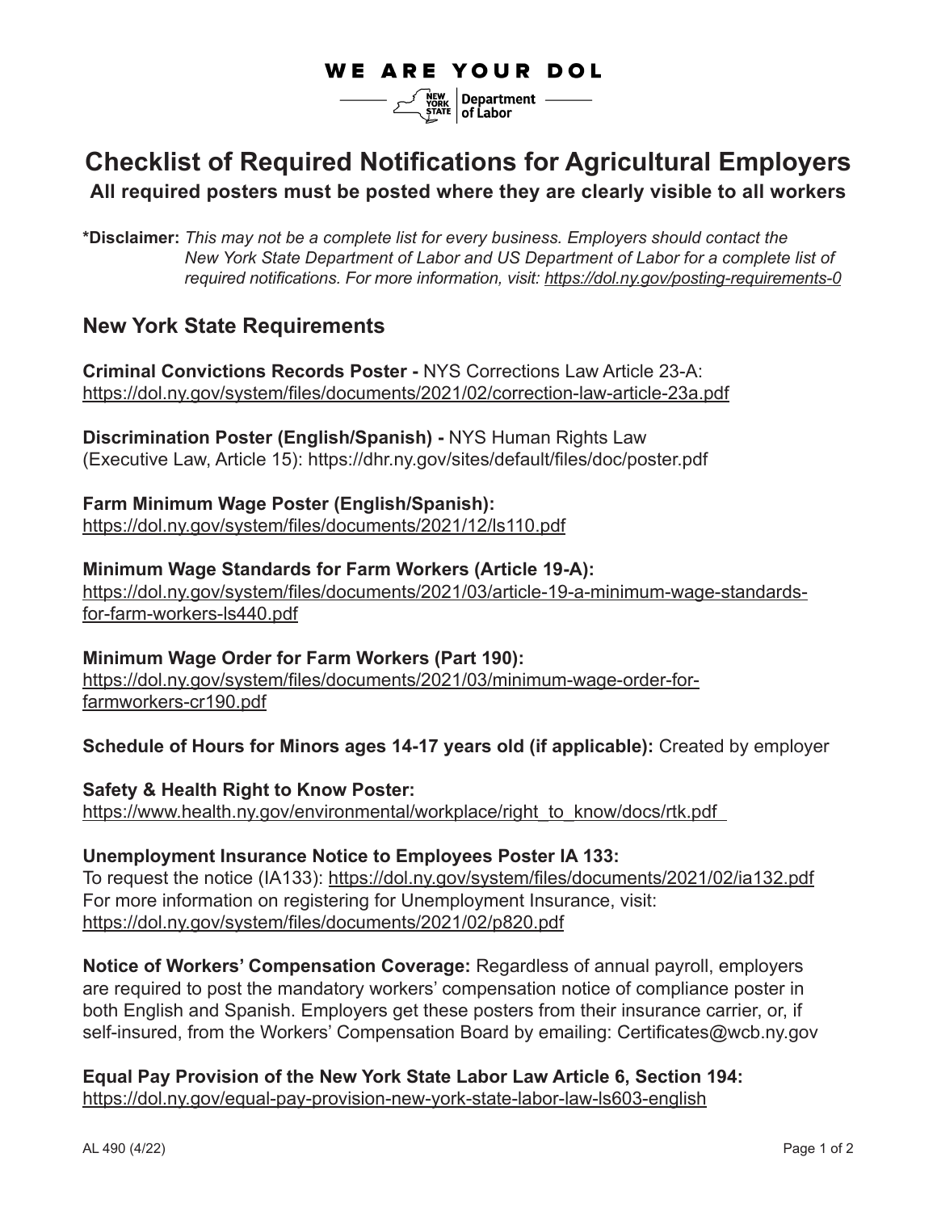WE ARE YOUR DOL

NEW YORK STATE | Department of Labor

# Checklist of Required Notifications for Agricultural Employers

**All required posters must be posted where they are clearly visible to all workers**

**\*Disclaimer:** *This may not be a complete list for every business. Employers should contact the New York State Department of Labor and US Department of Labor for a complete list of required notifications. For more information, visit: https://dol.ny.gov/posting-requirements-0*

## New York State Requirements

**Criminal Convictions Records Poster -** NYS Corrections Law Article 23-A:
https://dol.ny.gov/system/files/documents/2021/02/correction-law-article-23a.pdf

**Discrimination Poster (English/Spanish) -** NYS Human Rights Law (Executive Law, Article 15): https://dhr.ny.gov/sites/default/files/doc/poster.pdf

**Farm Minimum Wage Poster (English/Spanish):**
https://dol.ny.gov/system/files/documents/2021/12/ls110.pdf

**Minimum Wage Standards for Farm Workers (Article 19-A):**
https://dol.ny.gov/system/files/documents/2021/03/article-19-a-minimum-wage-standards-for-farm-workers-ls440.pdf

**Minimum Wage Order for Farm Workers (Part 190):**
https://dol.ny.gov/system/files/documents/2021/03/minimum-wage-order-for-farmworkers-cr190.pdf

**Schedule of Hours for Minors ages 14-17 years old (if applicable):** Created by employer

**Safety & Health Right to Know Poster:**
https://www.health.ny.gov/environmental/workplace/right_to_know/docs/rtk.pdf

**Unemployment Insurance Notice to Employees Poster IA 133:**
To request the notice (IA133): https://dol.ny.gov/system/files/documents/2021/02/ia132.pdf
For more information on registering for Unemployment Insurance, visit:
https://dol.ny.gov/system/files/documents/2021/02/p820.pdf

**Notice of Workers' Compensation Coverage:** Regardless of annual payroll, employers are required to post the mandatory workers' compensation notice of compliance poster in both English and Spanish. Employers get these posters from their insurance carrier, or, if self-insured, from the Workers' Compensation Board by emailing: Certificates@wcb.ny.gov

**Equal Pay Provision of the New York State Labor Law Article 6, Section 194:**
https://dol.ny.gov/equal-pay-provision-new-york-state-labor-law-ls603-english

AL 490 (4/22)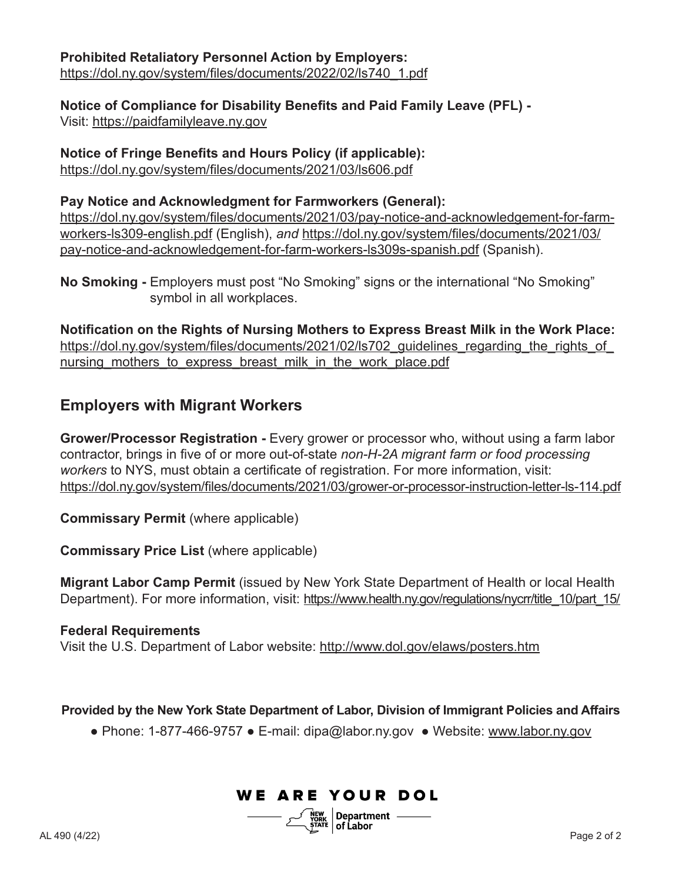**Prohibited Retaliatory Personnel Action by Employers:**
https://dol.ny.gov/system/files/documents/2022/02/ls740_1.pdf

**Notice of Compliance for Disability Benefits and Paid Family Leave (PFL) -**
Visit: https://paidfamilyleave.ny.gov

**Notice of Fringe Benefits and Hours Policy (if applicable):**
https://dol.ny.gov/system/files/documents/2021/03/ls606.pdf

**Pay Notice and Acknowledgment for Farmworkers (General):**
https://dol.ny.gov/system/files/documents/2021/03/pay-notice-and-acknowledgement-for-farm-workers-ls309-english.pdf (English), *and* https://dol.ny.gov/system/files/documents/2021/03/pay-notice-and-acknowledgement-for-farm-workers-ls309s-spanish.pdf (Spanish).

**No Smoking -** Employers must post "No Smoking" signs or the international "No Smoking" symbol in all workplaces.

**Notification on the Rights of Nursing Mothers to Express Breast Milk in the Work Place:**
https://dol.ny.gov/system/files/documents/2021/02/ls702_guidelines_regarding_the_rights_of_nursing_mothers_to_express_breast_milk_in_the_work_place.pdf

## Employers with Migrant Workers

**Grower/Processor Registration -** Every grower or processor who, without using a farm labor contractor, brings in five of or more out-of-state *non-H-2A migrant farm or food processing workers* to NYS, must obtain a certificate of registration. For more information, visit: https://dol.ny.gov/system/files/documents/2021/03/grower-or-processor-instruction-letter-ls-114.pdf

**Commissary Permit** (where applicable)

**Commissary Price List** (where applicable)

**Migrant Labor Camp Permit** (issued by New York State Department of Health or local Health Department). For more information, visit: https://www.health.ny.gov/regulations/nycrr/title_10/part_15/

**Federal Requirements**
Visit the U.S. Department of Labor website: http://www.dol.gov/elaws/posters.htm

**Provided by the New York State Department of Labor, Division of Immigrant Policies and Affairs**

● Phone: 1-877-466-9757 ● E-mail: dipa@labor.ny.gov ● Website: www.labor.ny.gov

WE ARE YOUR DOL

New York State Department of Labor

AL 490 (4/22)